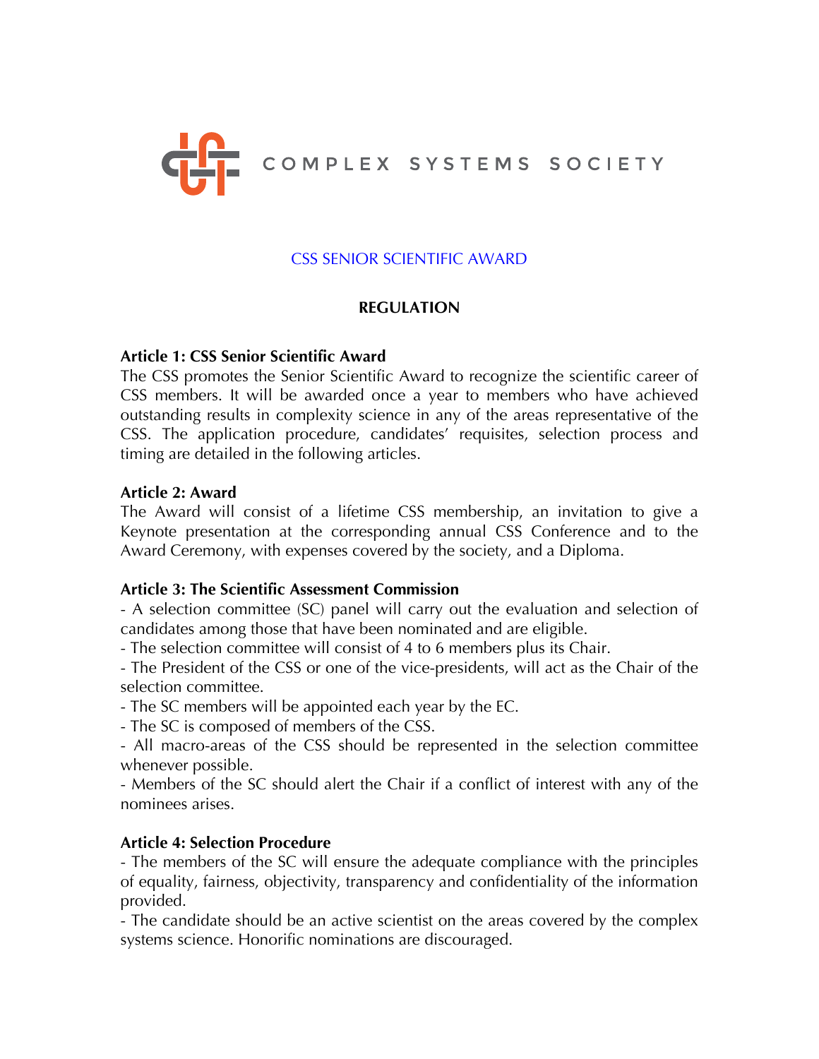COMPLEX SYSTEMS SOCIETY

CSS SENIOR SCIENTIFIC AWARD

**REGULATION**

**Article 1: CSS Senior Scientific Award**

The CSS promotes the Senior Scientific Award to recognize the scientific career of CSS members. It will be awarded once a year to members who have achieved outstanding results in complexity science in any of the areas representative of the CSS. The application procedure, candidates' requisites, selection process and timing are detailed in the following articles.

**Article 2: Award**

The Award will consist of a lifetime CSS membership, an invitation to give a Keynote presentation at the corresponding annual CSS Conference and to the Award Ceremony, with expenses covered by the society, and a Diploma.

**Article 3: The Scientific Assessment Commission**

- A selection committee (SC) panel will carry out the evaluation and selection of candidates among those that have been nominated and are eligible.
- The selection committee will consist of 4 to 6 members plus its Chair.
- The President of the CSS or one of the vice-presidents, will act as the Chair of the selection committee.
- The SC members will be appointed each year by the EC.
- The SC is composed of members of the CSS.
- All macro-areas of the CSS should be represented in the selection committee whenever possible.
- Members of the SC should alert the Chair if a conflict of interest with any of the nominees arises.

**Article 4: Selection Procedure**

- The members of the SC will ensure the adequate compliance with the principles of equality, fairness, objectivity, transparency and confidentiality of the information provided.
- The candidate should be an active scientist on the areas covered by the complex systems science. Honorific nominations are discouraged.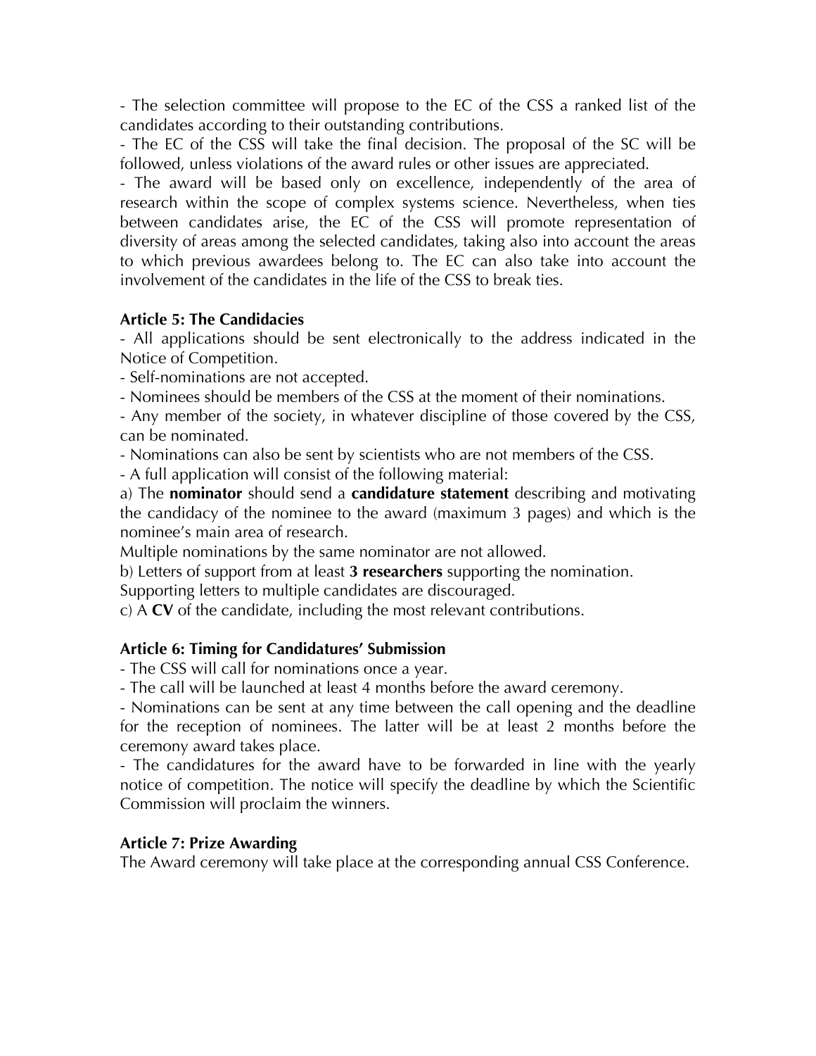- The selection committee will propose to the EC of the CSS a ranked list of the candidates according to their outstanding contributions.
- The EC of the CSS will take the final decision. The proposal of the SC will be followed, unless violations of the award rules or other issues are appreciated.
- The award will be based only on excellence, independently of the area of research within the scope of complex systems science. Nevertheless, when ties between candidates arise, the EC of the CSS will promote representation of diversity of areas among the selected candidates, taking also into account the areas to which previous awardees belong to. The EC can also take into account the involvement of the candidates in the life of the CSS to break ties.

### Article 5: The Candidacies

- All applications should be sent electronically to the address indicated in the Notice of Competition.
- Self-nominations are not accepted.
- Nominees should be members of the CSS at the moment of their nominations.
- Any member of the society, in whatever discipline of those covered by the CSS, can be nominated.
- Nominations can also be sent by scientists who are not members of the CSS.
- A full application will consist of the following material:

a) The **nominator** should send a **candidature statement** describing and motivating the candidacy of the nominee to the award (maximum 3 pages) and which is the nominee's main area of research.

Multiple nominations by the same nominator are not allowed.

b) Letters of support from at least **3 researchers** supporting the nomination.

Supporting letters to multiple candidates are discouraged.

c) A **CV** of the candidate, including the most relevant contributions.

### Article 6: Timing for Candidatures' Submission

- The CSS will call for nominations once a year.
- The call will be launched at least 4 months before the award ceremony.
- Nominations can be sent at any time between the call opening and the deadline for the reception of nominees. The latter will be at least 2 months before the ceremony award takes place.
- The candidatures for the award have to be forwarded in line with the yearly notice of competition. The notice will specify the deadline by which the Scientific Commission will proclaim the winners.

### Article 7: Prize Awarding

The Award ceremony will take place at the corresponding annual CSS Conference.